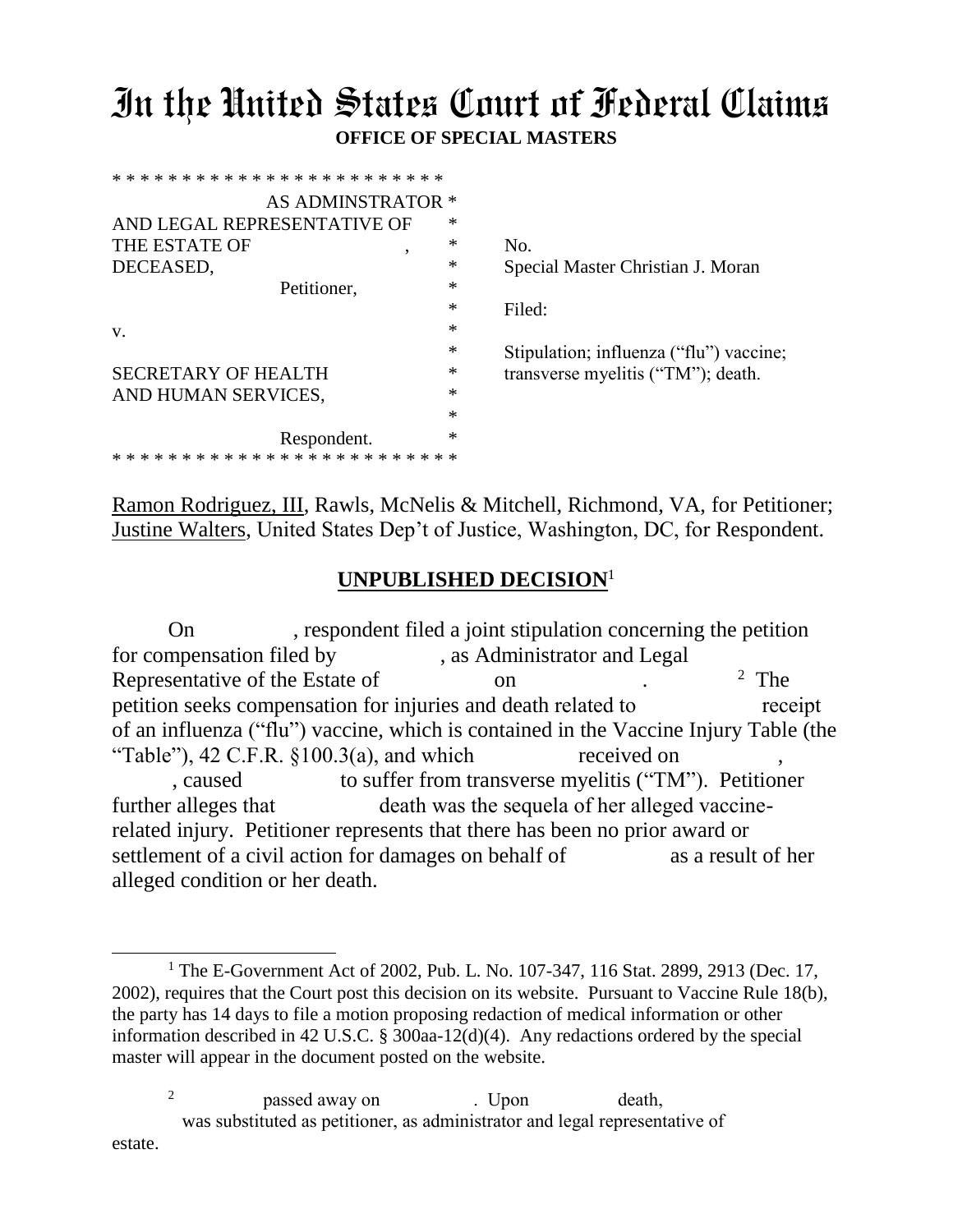# In the United States Court of Federal Claims

**OFFICE OF SPECIAL MASTERS**

| | |
|---|---|
| AS ADMINSTRATOR AND LEGAL REPRESENTATIVE OF THE ESTATE OF , DECEASED, Petitioner, v. SECRETARY OF HEALTH AND HUMAN SERVICES, Respondent. | No. Special Master Christian J. Moran Filed: Stipulation; influenza ("flu") vaccine; transverse myelitis ("TM"); death. |

Ramon Rodriguez, III, Rawls, McNelis & Mitchell, Richmond, VA, for Petitioner; Justine Walters, United States Dep't of Justice, Washington, DC, for Respondent.

## **UNPUBLISHED DECISION**[1]

On , respondent filed a joint stipulation concerning the petition for compensation filed by , as Administrator and Legal Representative of the Estate of on .[2] The petition seeks compensation for injuries and death related to receipt of an influenza ("flu") vaccine, which is contained in the Vaccine Injury Table (the "Table"), 42 C.F.R. §100.3(a), and which received on , , caused to suffer from transverse myelitis ("TM"). Petitioner further alleges that death was the sequela of her alleged vaccine-related injury. Petitioner represents that there has been no prior award or settlement of a civil action for damages on behalf of as a result of her alleged condition or her death.

---

[1] The E-Government Act of 2002, Pub. L. No. 107-347, 116 Stat. 2899, 2913 (Dec. 17, 2002), requires that the Court post this decision on its website. Pursuant to Vaccine Rule 18(b), the party has 14 days to file a motion proposing redaction of medical information or other information described in 42 U.S.C. § 300aa-12(d)(4). Any redactions ordered by the special master will appear in the document posted on the website.

[2] passed away on . Upon death, was substituted as petitioner, as administrator and legal representative of estate.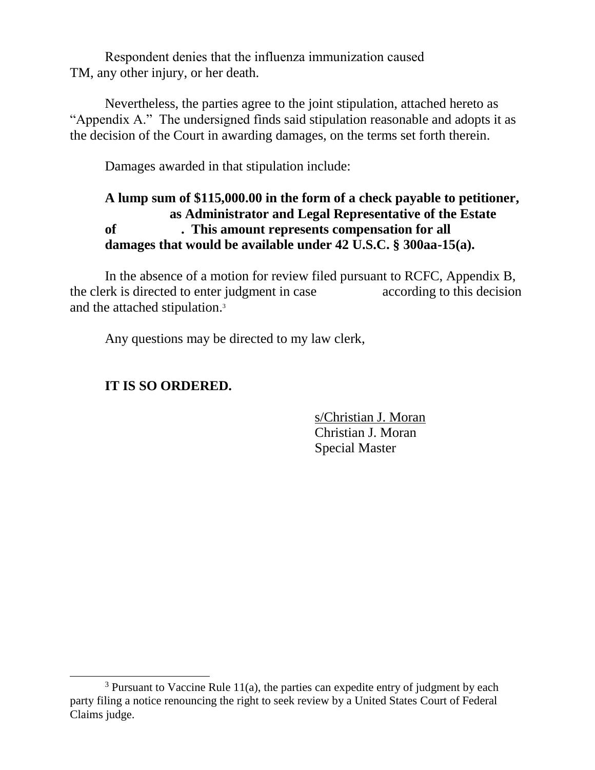Respondent denies that the influenza immunization caused TM, any other injury, or her death.

Nevertheless, the parties agree to the joint stipulation, attached hereto as "Appendix A." The undersigned finds said stipulation reasonable and adopts it as the decision of the Court in awarding damages, on the terms set forth therein.

Damages awarded in that stipulation include:

**A lump sum of $115,000.00 in the form of a check payable to petitioner, as Administrator and Legal Representative of the Estate of . This amount represents compensation for all damages that would be available under 42 U.S.C. § 300aa-15(a).**

In the absence of a motion for review filed pursuant to RCFC, Appendix B, the clerk is directed to enter judgment in case according to this decision and the attached stipulation.[3]

Any questions may be directed to my law clerk,

**IT IS SO ORDERED.**

s/Christian J. Moran
Christian J. Moran
Special Master

---

[3] Pursuant to Vaccine Rule 11(a), the parties can expedite entry of judgment by each party filing a notice renouncing the right to seek review by a United States Court of Federal Claims judge.